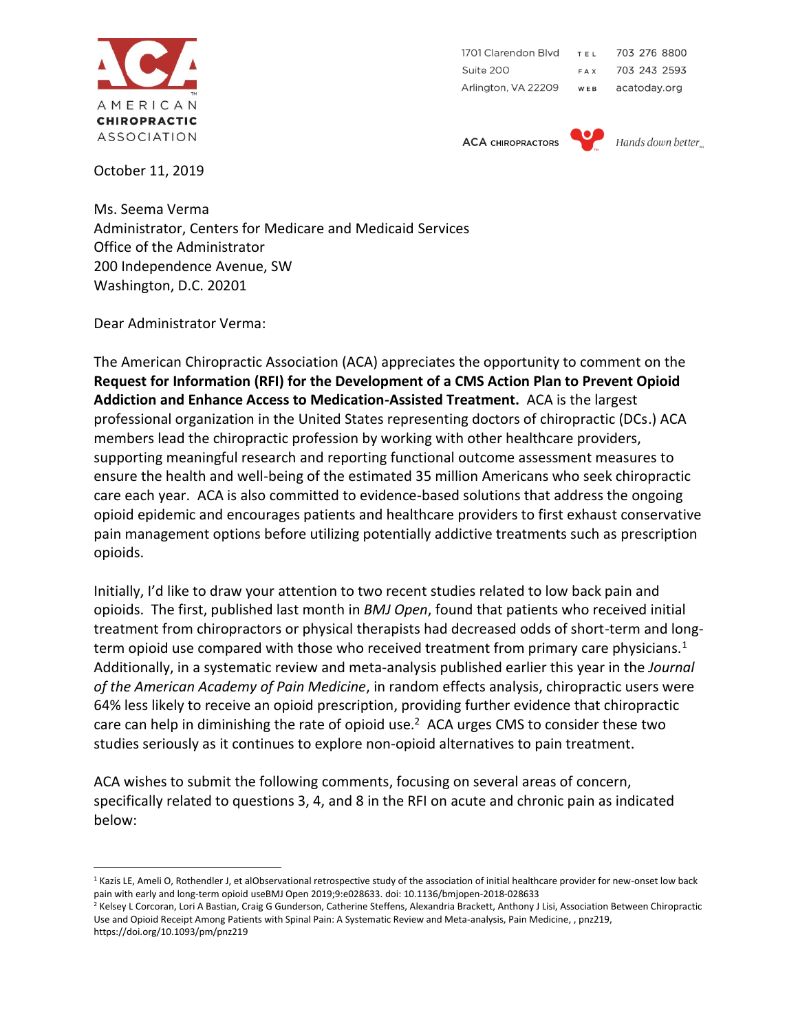AMERICAN
**CHIROPRACTIC**
ASSOCIATION

1701 Clarendon Blvd
Suite 200
Arlington, VA 22209

TEL 703 276 8800
FAX 703 243 2593
WEB acatoday.org

ACA CHIROPRACTORS — *Hands down better*

October 11, 2019

Ms. Seema Verma
Administrator, Centers for Medicare and Medicaid Services
Office of the Administrator
200 Independence Avenue, SW
Washington, D.C. 20201

Dear Administrator Verma:

The American Chiropractic Association (ACA) appreciates the opportunity to comment on the **Request for Information (RFI) for the Development of a CMS Action Plan to Prevent Opioid Addiction and Enhance Access to Medication-Assisted Treatment.** ACA is the largest professional organization in the United States representing doctors of chiropractic (DCs.) ACA members lead the chiropractic profession by working with other healthcare providers, supporting meaningful research and reporting functional outcome assessment measures to ensure the health and well-being of the estimated 35 million Americans who seek chiropractic care each year. ACA is also committed to evidence-based solutions that address the ongoing opioid epidemic and encourages patients and healthcare providers to first exhaust conservative pain management options before utilizing potentially addictive treatments such as prescription opioids.

Initially, I'd like to draw your attention to two recent studies related to low back pain and opioids. The first, published last month in *BMJ Open*, found that patients who received initial treatment from chiropractors or physical therapists had decreased odds of short-term and long-term opioid use compared with those who received treatment from primary care physicians.[1] Additionally, in a systematic review and meta-analysis published earlier this year in the *Journal of the American Academy of Pain Medicine*, in random effects analysis, chiropractic users were 64% less likely to receive an opioid prescription, providing further evidence that chiropractic care can help in diminishing the rate of opioid use.[2] ACA urges CMS to consider these two studies seriously as it continues to explore non-opioid alternatives to pain treatment.

ACA wishes to submit the following comments, focusing on several areas of concern, specifically related to questions 3, 4, and 8 in the RFI on acute and chronic pain as indicated below:

---

[1] Kazis LE, Ameli O, Rothendler J, et alObservational retrospective study of the association of initial healthcare provider for new-onset low back pain with early and long-term opioid useBMJ Open 2019;9:e028633. doi: 10.1136/bmjopen-2018-028633

[2] Kelsey L Corcoran, Lori A Bastian, Craig G Gunderson, Catherine Steffens, Alexandria Brackett, Anthony J Lisi, Association Between Chiropractic Use and Opioid Receipt Among Patients with Spinal Pain: A Systematic Review and Meta-analysis, Pain Medicine, , pnz219, https://doi.org/10.1093/pm/pnz219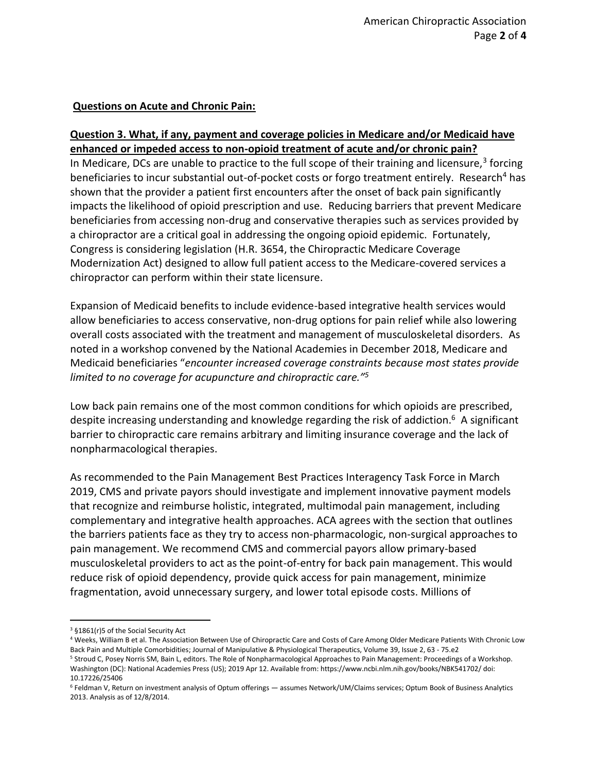**Questions on Acute and Chronic Pain:**

**Question 3. What, if any, payment and coverage policies in Medicare and/or Medicaid have enhanced or impeded access to non-opioid treatment of acute and/or chronic pain?**

In Medicare, DCs are unable to practice to the full scope of their training and licensure,[3] forcing beneficiaries to incur substantial out-of-pocket costs or forgo treatment entirely. Research[4] has shown that the provider a patient first encounters after the onset of back pain significantly impacts the likelihood of opioid prescription and use. Reducing barriers that prevent Medicare beneficiaries from accessing non-drug and conservative therapies such as services provided by a chiropractor are a critical goal in addressing the ongoing opioid epidemic. Fortunately, Congress is considering legislation (H.R. 3654, the Chiropractic Medicare Coverage Modernization Act) designed to allow full patient access to the Medicare-covered services a chiropractor can perform within their state licensure.

Expansion of Medicaid benefits to include evidence-based integrative health services would allow beneficiaries to access conservative, non-drug options for pain relief while also lowering overall costs associated with the treatment and management of musculoskeletal disorders. As noted in a workshop convened by the National Academies in December 2018, Medicare and Medicaid beneficiaries "*encounter increased coverage constraints because most states provide limited to no coverage for acupuncture and chiropractic care."*[5]

Low back pain remains one of the most common conditions for which opioids are prescribed, despite increasing understanding and knowledge regarding the risk of addiction.[6] A significant barrier to chiropractic care remains arbitrary and limiting insurance coverage and the lack of nonpharmacological therapies.

As recommended to the Pain Management Best Practices Interagency Task Force in March 2019, CMS and private payors should investigate and implement innovative payment models that recognize and reimburse holistic, integrated, multimodal pain management, including complementary and integrative health approaches. ACA agrees with the section that outlines the barriers patients face as they try to access non-pharmacologic, non-surgical approaches to pain management. We recommend CMS and commercial payors allow primary-based musculoskeletal providers to act as the point-of-entry for back pain management. This would reduce risk of opioid dependency, provide quick access for pain management, minimize fragmentation, avoid unnecessary surgery, and lower total episode costs. Millions of

---

[3] §1861(r)5 of the Social Security Act

[4] Weeks, William B et al. The Association Between Use of Chiropractic Care and Costs of Care Among Older Medicare Patients With Chronic Low Back Pain and Multiple Comorbidities; Journal of Manipulative & Physiological Therapeutics, Volume 39, Issue 2, 63 - 75.e2

[5] Stroud C, Posey Norris SM, Bain L, editors. The Role of Nonpharmacological Approaches to Pain Management: Proceedings of a Workshop. Washington (DC): National Academies Press (US); 2019 Apr 12. Available from: https://www.ncbi.nlm.nih.gov/books/NBK541702/ doi: 10.17226/25406

[6] Feldman V, Return on investment analysis of Optum offerings — assumes Network/UM/Claims services; Optum Book of Business Analytics 2013. Analysis as of 12/8/2014.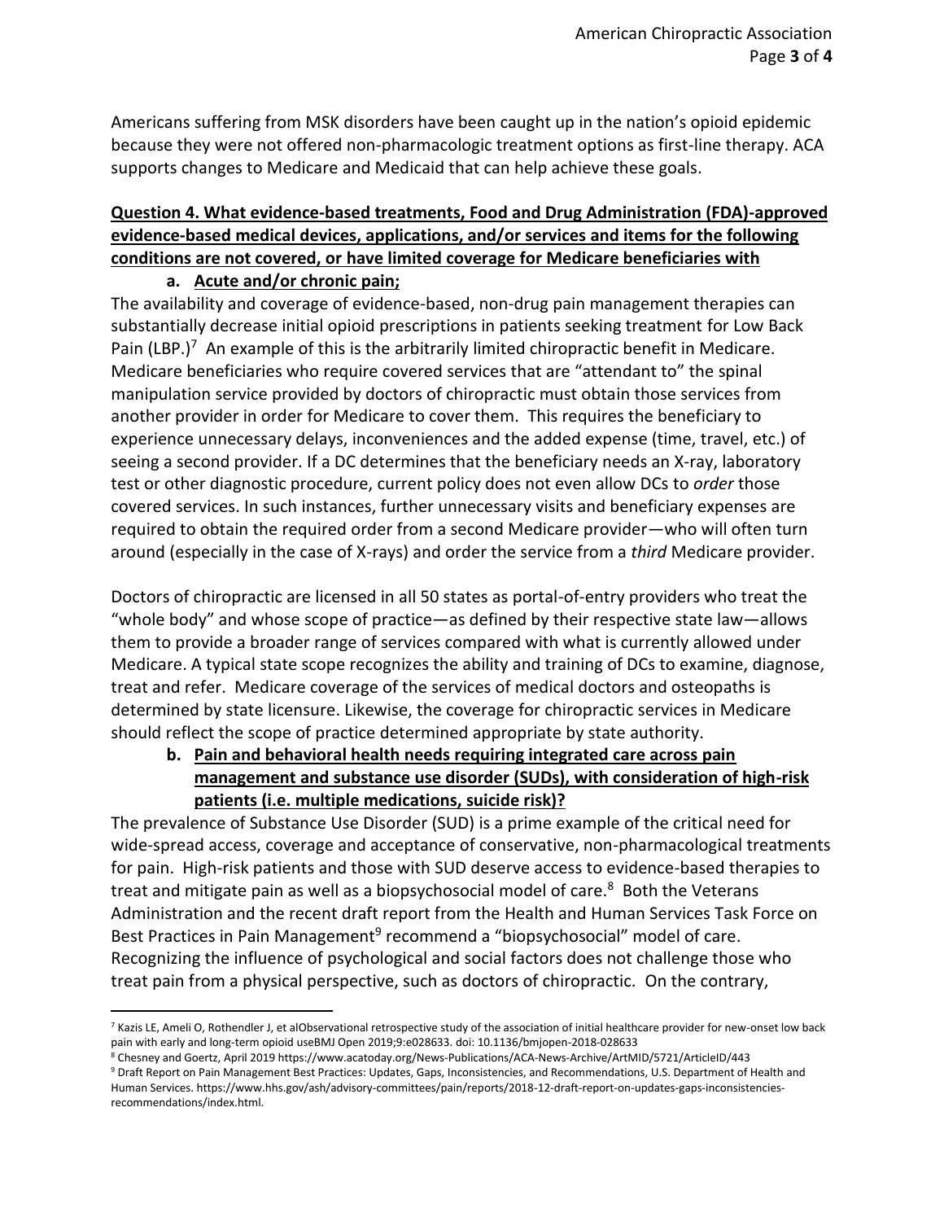Americans suffering from MSK disorders have been caught up in the nation's opioid epidemic because they were not offered non-pharmacologic treatment options as first-line therapy. ACA supports changes to Medicare and Medicaid that can help achieve these goals.

**Question 4. What evidence-based treatments, Food and Drug Administration (FDA)-approved evidence-based medical devices, applications, and/or services and items for the following conditions are not covered, or have limited coverage for Medicare beneficiaries with**

**a. Acute and/or chronic pain;**

The availability and coverage of evidence-based, non-drug pain management therapies can substantially decrease initial opioid prescriptions in patients seeking treatment for Low Back Pain (LBP.)[7] An example of this is the arbitrarily limited chiropractic benefit in Medicare. Medicare beneficiaries who require covered services that are "attendant to" the spinal manipulation service provided by doctors of chiropractic must obtain those services from another provider in order for Medicare to cover them. This requires the beneficiary to experience unnecessary delays, inconveniences and the added expense (time, travel, etc.) of seeing a second provider. If a DC determines that the beneficiary needs an X-ray, laboratory test or other diagnostic procedure, current policy does not even allow DCs to *order* those covered services. In such instances, further unnecessary visits and beneficiary expenses are required to obtain the required order from a second Medicare provider—who will often turn around (especially in the case of X-rays) and order the service from a *third* Medicare provider.

Doctors of chiropractic are licensed in all 50 states as portal-of-entry providers who treat the "whole body" and whose scope of practice—as defined by their respective state law—allows them to provide a broader range of services compared with what is currently allowed under Medicare. A typical state scope recognizes the ability and training of DCs to examine, diagnose, treat and refer. Medicare coverage of the services of medical doctors and osteopaths is determined by state licensure. Likewise, the coverage for chiropractic services in Medicare should reflect the scope of practice determined appropriate by state authority.

**b. Pain and behavioral health needs requiring integrated care across pain management and substance use disorder (SUDs), with consideration of high-risk patients (i.e. multiple medications, suicide risk)?**

The prevalence of Substance Use Disorder (SUD) is a prime example of the critical need for wide-spread access, coverage and acceptance of conservative, non-pharmacological treatments for pain. High-risk patients and those with SUD deserve access to evidence-based therapies to treat and mitigate pain as well as a biopsychosocial model of care.[8] Both the Veterans Administration and the recent draft report from the Health and Human Services Task Force on Best Practices in Pain Management[9] recommend a "biopsychosocial" model of care. Recognizing the influence of psychological and social factors does not challenge those who treat pain from a physical perspective, such as doctors of chiropractic. On the contrary,

---

[7] Kazis LE, Ameli O, Rothendler J, et alObservational retrospective study of the association of initial healthcare provider for new-onset low back pain with early and long-term opioid useBMJ Open 2019;9:e028633. doi: 10.1136/bmjopen-2018-028633

[8] Chesney and Goertz, April 2019 https://www.acatoday.org/News-Publications/ACA-News-Archive/ArtMID/5721/ArticleID/443

[9] Draft Report on Pain Management Best Practices: Updates, Gaps, Inconsistencies, and Recommendations, U.S. Department of Health and Human Services. https://www.hhs.gov/ash/advisory-committees/pain/reports/2018-12-draft-report-on-updates-gaps-inconsistencies-recommendations/index.html.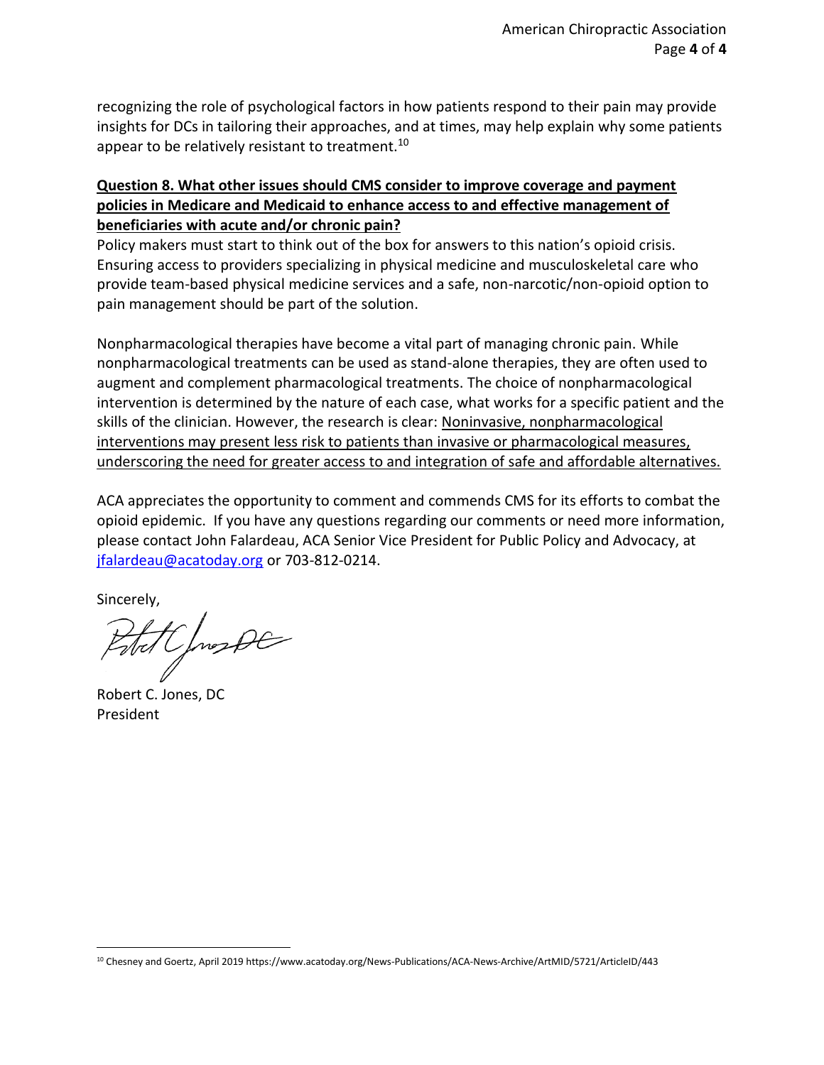recognizing the role of psychological factors in how patients respond to their pain may provide insights for DCs in tailoring their approaches, and at times, may help explain why some patients appear to be relatively resistant to treatment.[10]

**Question 8. What other issues should CMS consider to improve coverage and payment policies in Medicare and Medicaid to enhance access to and effective management of beneficiaries with acute and/or chronic pain?**

Policy makers must start to think out of the box for answers to this nation's opioid crisis. Ensuring access to providers specializing in physical medicine and musculoskeletal care who provide team-based physical medicine services and a safe, non-narcotic/non-opioid option to pain management should be part of the solution.

Nonpharmacological therapies have become a vital part of managing chronic pain. While nonpharmacological treatments can be used as stand-alone therapies, they are often used to augment and complement pharmacological treatments. The choice of nonpharmacological intervention is determined by the nature of each case, what works for a specific patient and the skills of the clinician. However, the research is clear: Noninvasive, nonpharmacological interventions may present less risk to patients than invasive or pharmacological measures, underscoring the need for greater access to and integration of safe and affordable alternatives.

ACA appreciates the opportunity to comment and commends CMS for its efforts to combat the opioid epidemic. If you have any questions regarding our comments or need more information, please contact John Falardeau, ACA Senior Vice President for Public Policy and Advocacy, at jfalardeau@acatoday.org or 703-812-0214.

Sincerely,

Robert C. Jones, DC
President

[10] Chesney and Goertz, April 2019 https://www.acatoday.org/News-Publications/ACA-News-Archive/ArtMID/5721/ArticleID/443